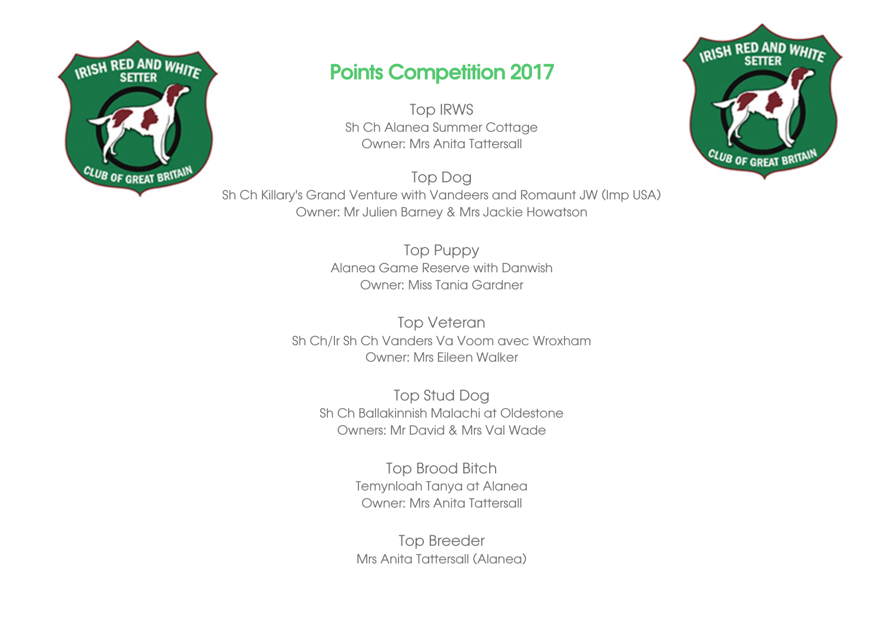# Points Competition 2017

## Top IRWS

Sh Ch Alanea Summer Cottage
Owner: Mrs Anita Tattersall

## Top Dog

Sh Ch Killary's Grand Venture with Vandeers and Romaunt JW (Imp USA)
Owner: Mr Julien Barney & Mrs Jackie Howatson

## Top Puppy

Alanea Game Reserve with Danwish
Owner: Miss Tania Gardner

## Top Veteran

Sh Ch/Ir Sh Ch Vanders Va Voom avec Wroxham
Owner: Mrs Eileen Walker

## Top Stud Dog

Sh Ch Ballakinnish Malachi at Oldestone
Owners: Mr David & Mrs Val Wade

## Top Brood Bitch

Temynloah Tanya at Alanea
Owner: Mrs Anita Tattersall

## Top Breeder

Mrs Anita Tattersall (Alanea)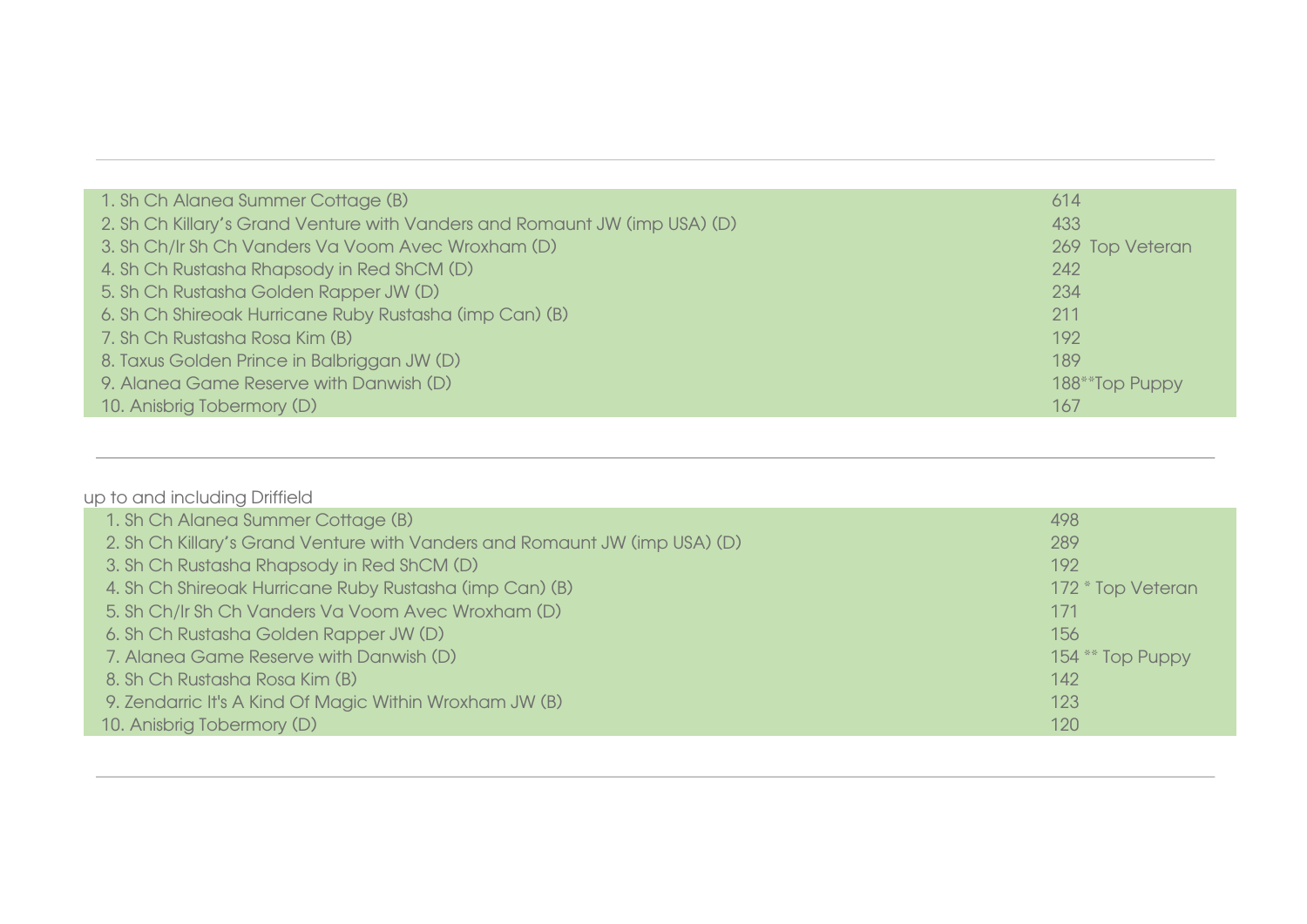| | |
|---|---|
| 1. Sh Ch Alanea Summer Cottage (B) | 614 |
| 2. Sh Ch Killary's Grand Venture with Vanders and Romaunt JW (imp USA) (D) | 433 |
| 3. Sh Ch/Ir Sh Ch Vanders Va Voom Avec Wroxham (D) | 269 Top Veteran |
| 4. Sh Ch Rustasha Rhapsody in Red ShCM (D) | 242 |
| 5. Sh Ch Rustasha Golden Rapper JW (D) | 234 |
| 6. Sh Ch Shireoak Hurricane Ruby Rustasha (imp Can) (B) | 211 |
| 7. Sh Ch Rustasha Rosa Kim (B) | 192 |
| 8. Taxus Golden Prince in Balbriggan JW (D) | 189 |
| 9. Alanea Game Reserve with Danwish (D) | 188**Top Puppy |
| 10. Anisbrig Tobermory (D) | 167 |

up to and including Driffield

| | |
|---|---|
| 1. Sh Ch Alanea Summer Cottage (B) | 498 |
| 2. Sh Ch Killary's Grand Venture with Vanders and Romaunt JW (imp USA) (D) | 289 |
| 3. Sh Ch Rustasha Rhapsody in Red ShCM (D) | 192 |
| 4. Sh Ch Shireoak Hurricane Ruby Rustasha (imp Can) (B) | 172 * Top Veteran |
| 5. Sh Ch/Ir Sh Ch Vanders Va Voom Avec Wroxham (D) | 171 |
| 6. Sh Ch Rustasha Golden Rapper JW (D) | 156 |
| 7. Alanea Game Reserve with Danwish (D) | 154 ** Top Puppy |
| 8. Sh Ch Rustasha Rosa Kim (B) | 142 |
| 9. Zendarric It's A Kind Of Magic Within Wroxham JW (B) | 123 |
| 10. Anisbrig Tobermory (D) | 120 |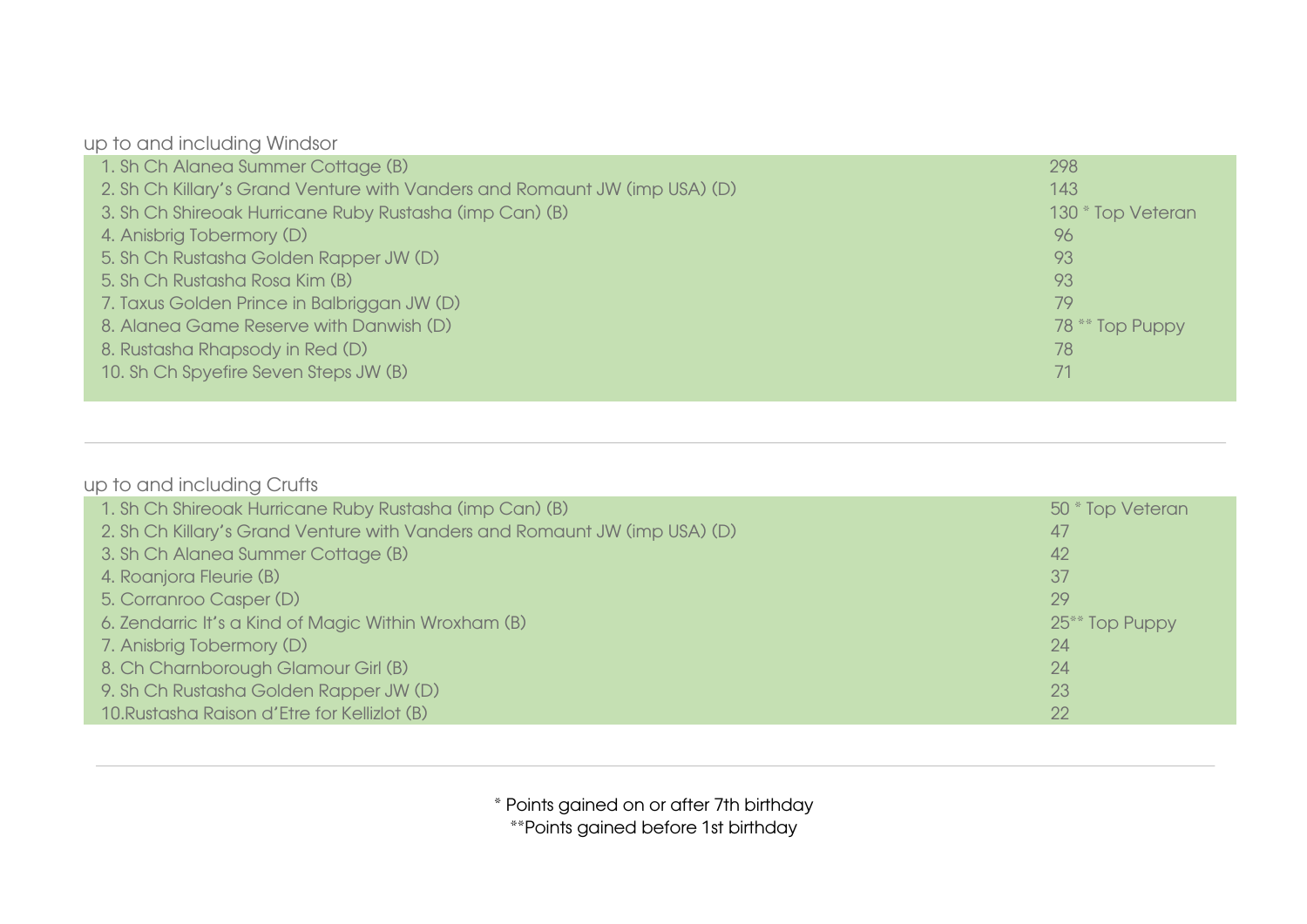up to and including Windsor

| | |
|---|---|
| 1. Sh Ch Alanea Summer Cottage (B) | 298 |
| 2. Sh Ch Killary's Grand Venture with Vanders and Romaunt JW (imp USA) (D) | 143 |
| 3. Sh Ch Shireoak Hurricane Ruby Rustasha (imp Can) (B) | 130 * Top Veteran |
| 4. Anisbrig Tobermory (D) | 96 |
| 5. Sh Ch Rustasha Golden Rapper JW (D) | 93 |
| 5. Sh Ch Rustasha Rosa Kim (B) | 93 |
| 7. Taxus Golden Prince in Balbriggan JW (D) | 79 |
| 8. Alanea Game Reserve with Danwish (D) | 78 ** Top Puppy |
| 8. Rustasha Rhapsody in Red (D) | 78 |
| 10. Sh Ch Spyefire Seven Steps JW (B) | 71 |

up to and including Crufts

| | |
|---|---|
| 1. Sh Ch Shireoak Hurricane Ruby Rustasha (imp Can) (B) | 50 * Top Veteran |
| 2. Sh Ch Killary's Grand Venture with Vanders and Romaunt JW (imp USA) (D) | 47 |
| 3. Sh Ch Alanea Summer Cottage (B) | 42 |
| 4. Roanjora Fleurie (B) | 37 |
| 5. Corranroo Casper (D) | 29 |
| 6. Zendarric It's a Kind of Magic Within Wroxham (B) | 25** Top Puppy |
| 7. Anisbrig Tobermory (D) | 24 |
| 8. Ch Charnborough Glamour Girl (B) | 24 |
| 9. Sh Ch Rustasha Golden Rapper JW (D) | 23 |
| 10.Rustasha Raison d'Etre for Kellizlot (B) | 22 |

* Points gained on or after 7th birthday
**Points gained before 1st birthday